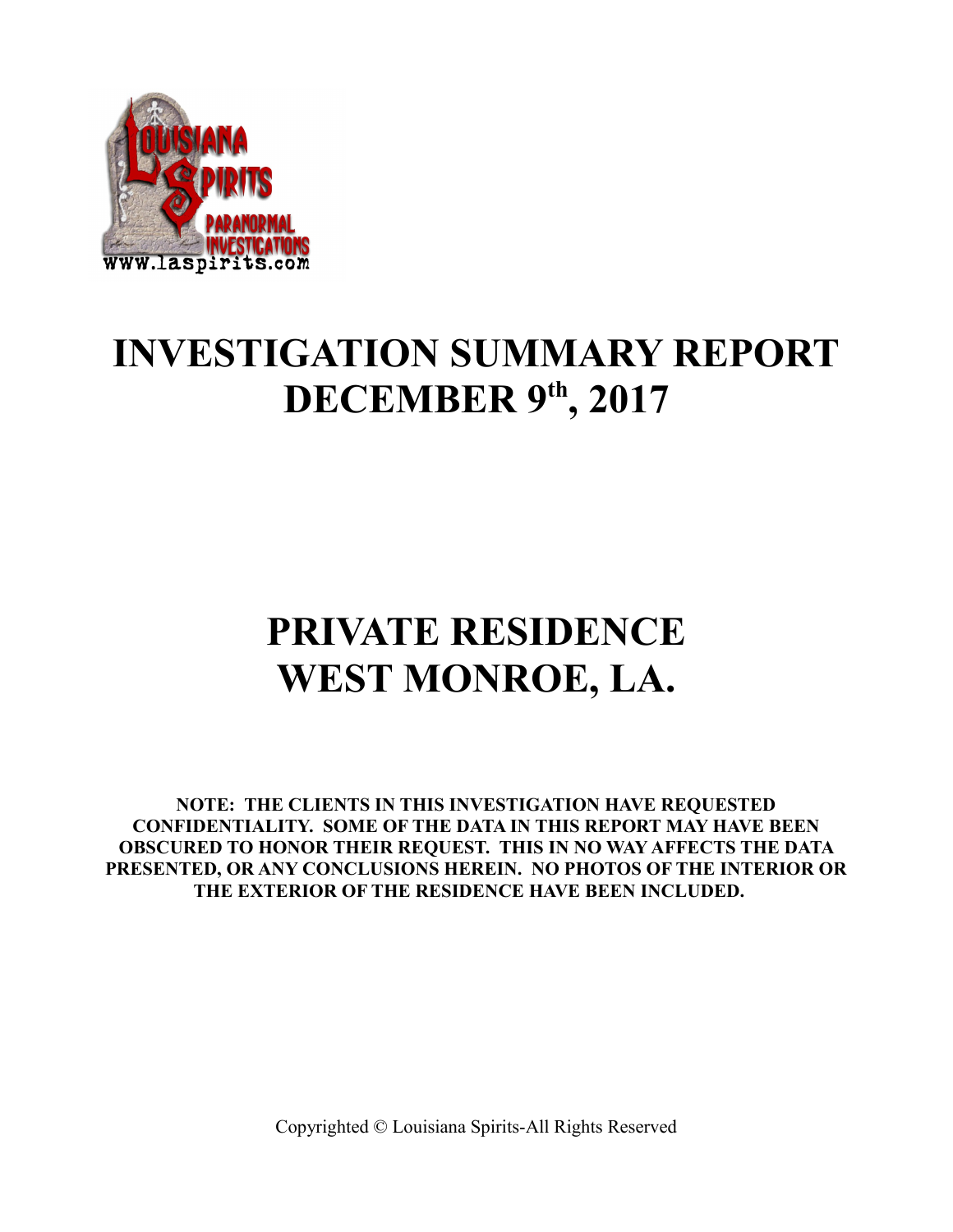# INVESTIGATION SUMMARY REPORT
# DECEMBER 9th, 2017

# PRIVATE RESIDENCE
# WEST MONROE, LA.

**NOTE: THE CLIENTS IN THIS INVESTIGATION HAVE REQUESTED CONFIDENTIALITY. SOME OF THE DATA IN THIS REPORT MAY HAVE BEEN OBSCURED TO HONOR THEIR REQUEST. THIS IN NO WAY AFFECTS THE DATA PRESENTED, OR ANY CONCLUSIONS HEREIN. NO PHOTOS OF THE INTERIOR OR THE EXTERIOR OF THE RESIDENCE HAVE BEEN INCLUDED.**

Copyrighted © Louisiana Spirits-All Rights Reserved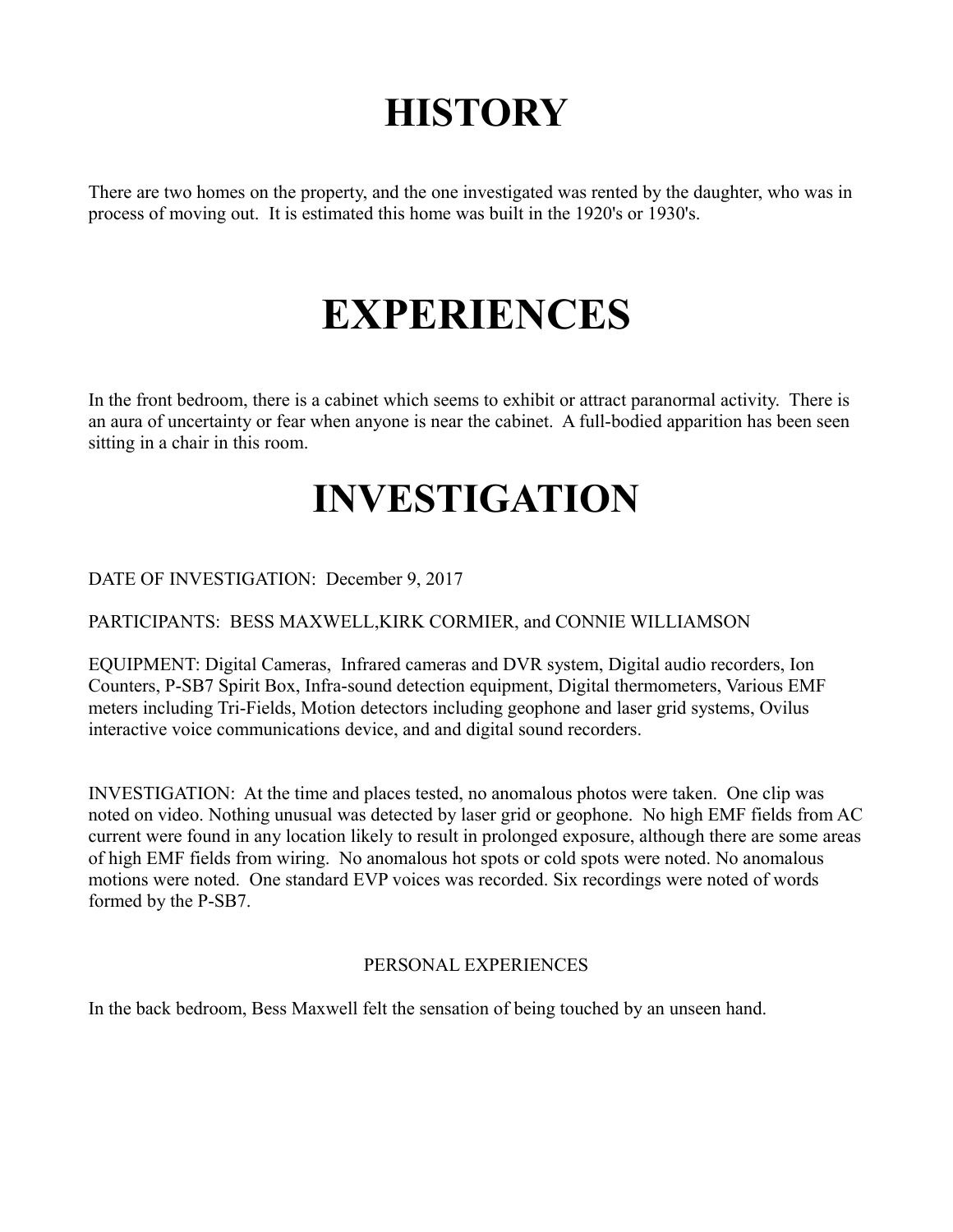# HISTORY

There are two homes on the property, and the one investigated was rented by the daughter, who was in process of moving out. It is estimated this home was built in the 1920's or 1930's.

# EXPERIENCES

In the front bedroom, there is a cabinet which seems to exhibit or attract paranormal activity. There is an aura of uncertainty or fear when anyone is near the cabinet. A full-bodied apparition has been seen sitting in a chair in this room.

# INVESTIGATION

DATE OF INVESTIGATION: December 9, 2017

PARTICIPANTS: BESS MAXWELL,KIRK CORMIER, and CONNIE WILLIAMSON

EQUIPMENT: Digital Cameras, Infrared cameras and DVR system, Digital audio recorders, Ion Counters, P-SB7 Spirit Box, Infra-sound detection equipment, Digital thermometers, Various EMF meters including Tri-Fields, Motion detectors including geophone and laser grid systems, Ovilus interactive voice communications device, and and digital sound recorders.

INVESTIGATION: At the time and places tested, no anomalous photos were taken. One clip was noted on video. Nothing unusual was detected by laser grid or geophone. No high EMF fields from AC current were found in any location likely to result in prolonged exposure, although there are some areas of high EMF fields from wiring. No anomalous hot spots or cold spots were noted. No anomalous motions were noted. One standard EVP voices was recorded. Six recordings were noted of words formed by the P-SB7.

PERSONAL EXPERIENCES

In the back bedroom, Bess Maxwell felt the sensation of being touched by an unseen hand.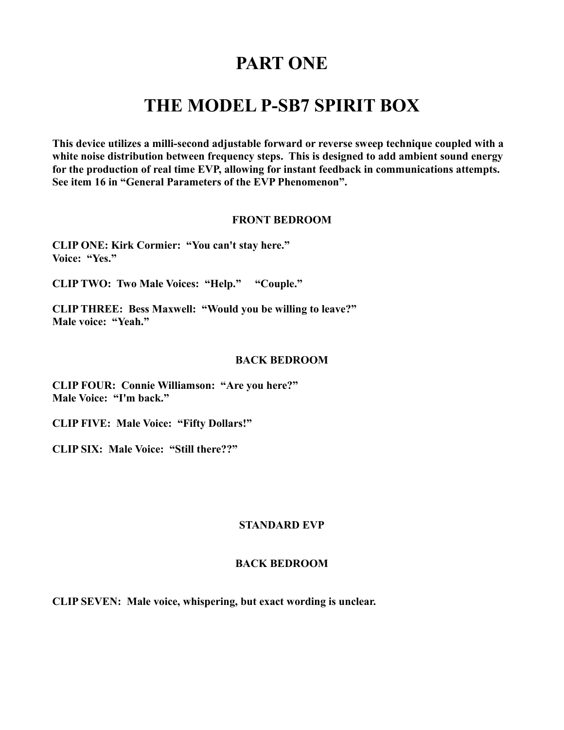# PART ONE

# THE MODEL P-SB7 SPIRIT BOX

**This device utilizes a milli-second adjustable forward or reverse sweep technique coupled with a white noise distribution between frequency steps. This is designed to add ambient sound energy for the production of real time EVP, allowing for instant feedback in communications attempts. See item 16 in "General Parameters of the EVP Phenomenon".**

### FRONT BEDROOM

**CLIP ONE: Kirk Cormier: "You can't stay here."**
**Voice: "Yes."**

**CLIP TWO: Two Male Voices: "Help." "Couple."**

**CLIP THREE: Bess Maxwell: "Would you be willing to leave?"**
**Male voice: "Yeah."**

### BACK BEDROOM

**CLIP FOUR: Connie Williamson: "Are you here?"**
**Male Voice: "I'm back."**

**CLIP FIVE: Male Voice: "Fifty Dollars!"**

**CLIP SIX: Male Voice: "Still there??"**

### STANDARD EVP

### BACK BEDROOM

**CLIP SEVEN: Male voice, whispering, but exact wording is unclear.**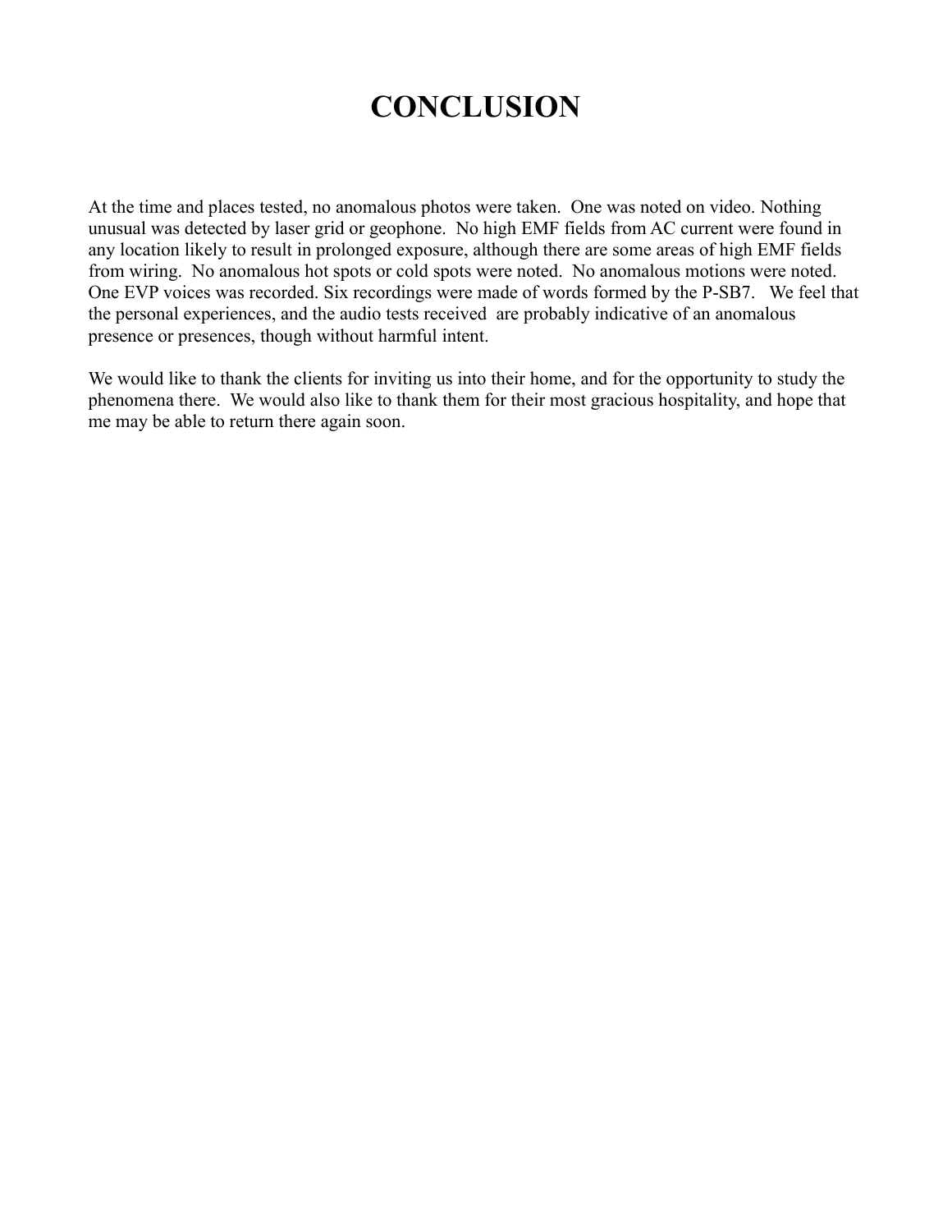# CONCLUSION

At the time and places tested, no anomalous photos were taken. One was noted on video. Nothing unusual was detected by laser grid or geophone. No high EMF fields from AC current were found in any location likely to result in prolonged exposure, although there are some areas of high EMF fields from wiring. No anomalous hot spots or cold spots were noted. No anomalous motions were noted. One EVP voices was recorded. Six recordings were made of words formed by the P-SB7. We feel that the personal experiences, and the audio tests received are probably indicative of an anomalous presence or presences, though without harmful intent.

We would like to thank the clients for inviting us into their home, and for the opportunity to study the phenomena there. We would also like to thank them for their most gracious hospitality, and hope that me may be able to return there again soon.